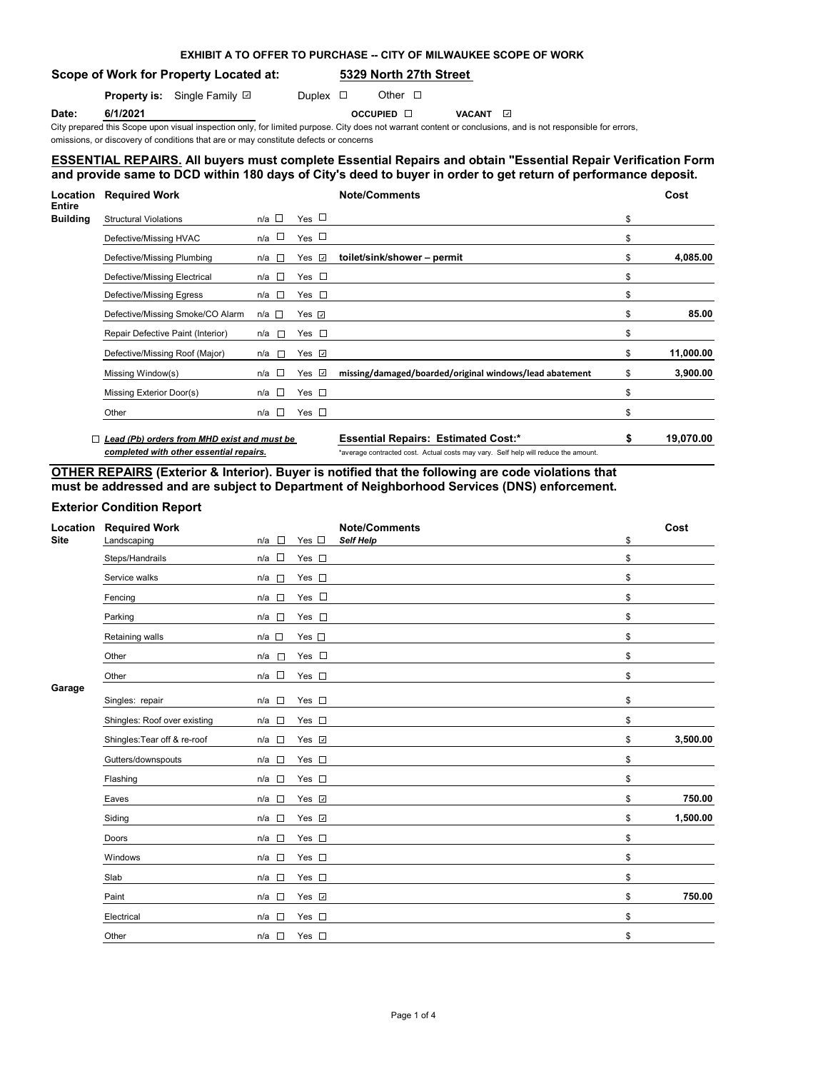**EXHIBIT A TO OFFER TO PURCHASE -- CITY OF MILWAUKEE SCOPE OF WORK**

**Scope of Work for Property Located at:** **5329 North 27th Street**

**Property is:** Single Family ☑ Duplex ☐ Other ☐

**Date:** **6/1/2021** **OCCUPIED** ☐ **VACANT** ☑

City prepared this Scope upon visual inspection only, for limited purpose. City does not warrant content or conclusions, and is not responsible for errors, omissions, or discovery of conditions that are or may constitute defects or concerns

**ESSENTIAL REPAIRS. All buyers must complete Essential Repairs and obtain "Essential Repair Verification Form and provide same to DCD within 180 days of City's deed to buyer in order to get return of performance deposit.**

| Location | Required Work | n/a | Yes | Note/Comments | Cost |
|---|---|---|---|---|---|
| Entire Building | Structural Violations | ☐ | ☐ | | $ |
| | Defective/Missing HVAC | ☐ | ☐ | | $ |
| | Defective/Missing Plumbing | ☐ | ☑ | **toilet/sink/shower – permit** | $ **4,085.00** |
| | Defective/Missing Electrical | ☐ | ☐ | | $ |
| | Defective/Missing Egress | ☐ | ☐ | | $ |
| | Defective/Missing Smoke/CO Alarm | ☐ | ☑ | | $ **85.00** |
| | Repair Defective Paint (Interior) | ☐ | ☐ | | $ |
| | Defective/Missing Roof (Major) | ☐ | ☑ | | $ **11,000.00** |
| | Missing Window(s) | ☐ | ☑ | **missing/damaged/boarded/original windows/lead abatement** | $ **3,900.00** |
| | Missing Exterior Door(s) | ☐ | ☐ | | $ |
| | Other | ☐ | ☐ | | $ |

☐ ***Lead (Pb) orders from MHD exist and must be completed with other essential repairs.***

**Essential Repairs: Estimated Cost:*** **$ 19,070.00**

*average contracted cost. Actual costs may vary. Self help will reduce the amount.

**OTHER REPAIRS (Exterior & Interior). Buyer is notified that the following are code violations that must be addressed and are subject to Department of Neighborhood Services (DNS) enforcement.**

### Exterior Condition Report

| Location | Required Work | n/a | Yes | Note/Comments | Cost |
|---|---|---|---|---|---|
| Site | Landscaping | ☐ | ☐ | ***Self Help*** | $ |
| | Steps/Handrails | ☐ | ☐ | | $ |
| | Service walks | ☐ | ☐ | | $ |
| | Fencing | ☐ | ☐ | | $ |
| | Parking | ☐ | ☐ | | $ |
| | Retaining walls | ☐ | ☐ | | $ |
| | Other | ☐ | ☐ | | $ |
| | Other | ☐ | ☐ | | $ |
| Garage | Singles: repair | ☐ | ☐ | | $ |
| | Shingles: Roof over existing | ☐ | ☐ | | $ |
| | Shingles:Tear off & re-roof | ☐ | ☑ | | $ **3,500.00** |
| | Gutters/downspouts | ☐ | ☐ | | $ |
| | Flashing | ☐ | ☐ | | $ |
| | Eaves | ☐ | ☑ | | $ **750.00** |
| | Siding | ☐ | ☑ | | $ **1,500.00** |
| | Doors | ☐ | ☐ | | $ |
| | Windows | ☐ | ☐ | | $ |
| | Slab | ☐ | ☐ | | $ |
| | Paint | ☐ | ☑ | | $ **750.00** |
| | Electrical | ☐ | ☐ | | $ |
| | Other | ☐ | ☐ | | $ |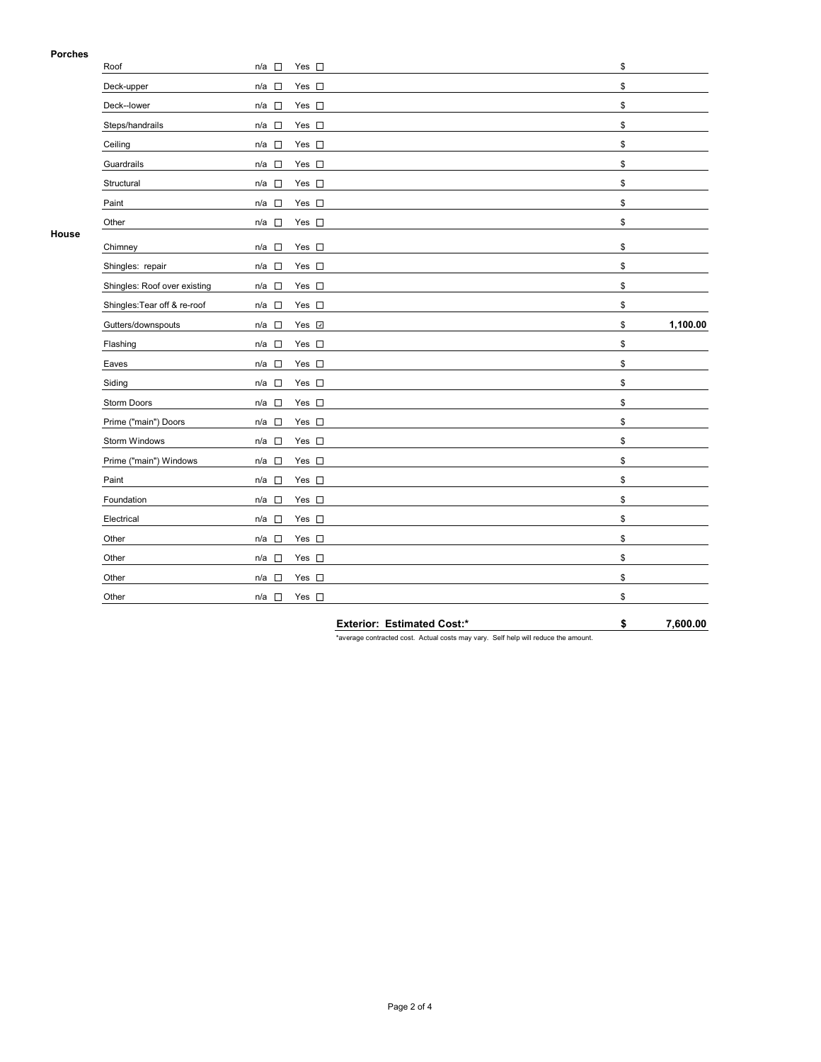**Porches**

| Item | n/a | Yes | | $ |
|---|---|---|---|---|
| Roof | n/a ☐ | Yes ☐ | | $ |
| Deck-upper | n/a ☐ | Yes ☐ | | $ |
| Deck--lower | n/a ☐ | Yes ☐ | | $ |
| Steps/handrails | n/a ☐ | Yes ☐ | | $ |
| Ceiling | n/a ☐ | Yes ☐ | | $ |
| Guardrails | n/a ☐ | Yes ☐ | | $ |
| Structural | n/a ☐ | Yes ☐ | | $ |
| Paint | n/a ☐ | Yes ☐ | | $ |
| Other | n/a ☐ | Yes ☐ | | $ |

**House**

| Item | n/a | Yes | | $ |
|---|---|---|---|---|
| Chimney | n/a ☐ | Yes ☐ | | $ |
| Shingles: repair | n/a ☐ | Yes ☐ | | $ |
| Shingles: Roof over existing | n/a ☐ | Yes ☐ | | $ |
| Shingles:Tear off & re-roof | n/a ☐ | Yes ☐ | | $ |
| Gutters/downspouts | n/a ☐ | Yes ☑ | | $ 1,100.00 |
| Flashing | n/a ☐ | Yes ☐ | | $ |
| Eaves | n/a ☐ | Yes ☐ | | $ |
| Siding | n/a ☐ | Yes ☐ | | $ |
| Storm Doors | n/a ☐ | Yes ☐ | | $ |
| Prime ("main") Doors | n/a ☐ | Yes ☐ | | $ |
| Storm Windows | n/a ☐ | Yes ☐ | | $ |
| Prime ("main") Windows | n/a ☐ | Yes ☐ | | $ |
| Paint | n/a ☐ | Yes ☐ | | $ |
| Foundation | n/a ☐ | Yes ☐ | | $ |
| Electrical | n/a ☐ | Yes ☐ | | $ |
| Other | n/a ☐ | Yes ☐ | | $ |
| Other | n/a ☐ | Yes ☐ | | $ |
| Other | n/a ☐ | Yes ☐ | | $ |
| Other | n/a ☐ | Yes ☐ | | $ |

**Exterior: Estimated Cost:*** **$ 7,600.00**

*average contracted cost. Actual costs may vary. Self help will reduce the amount.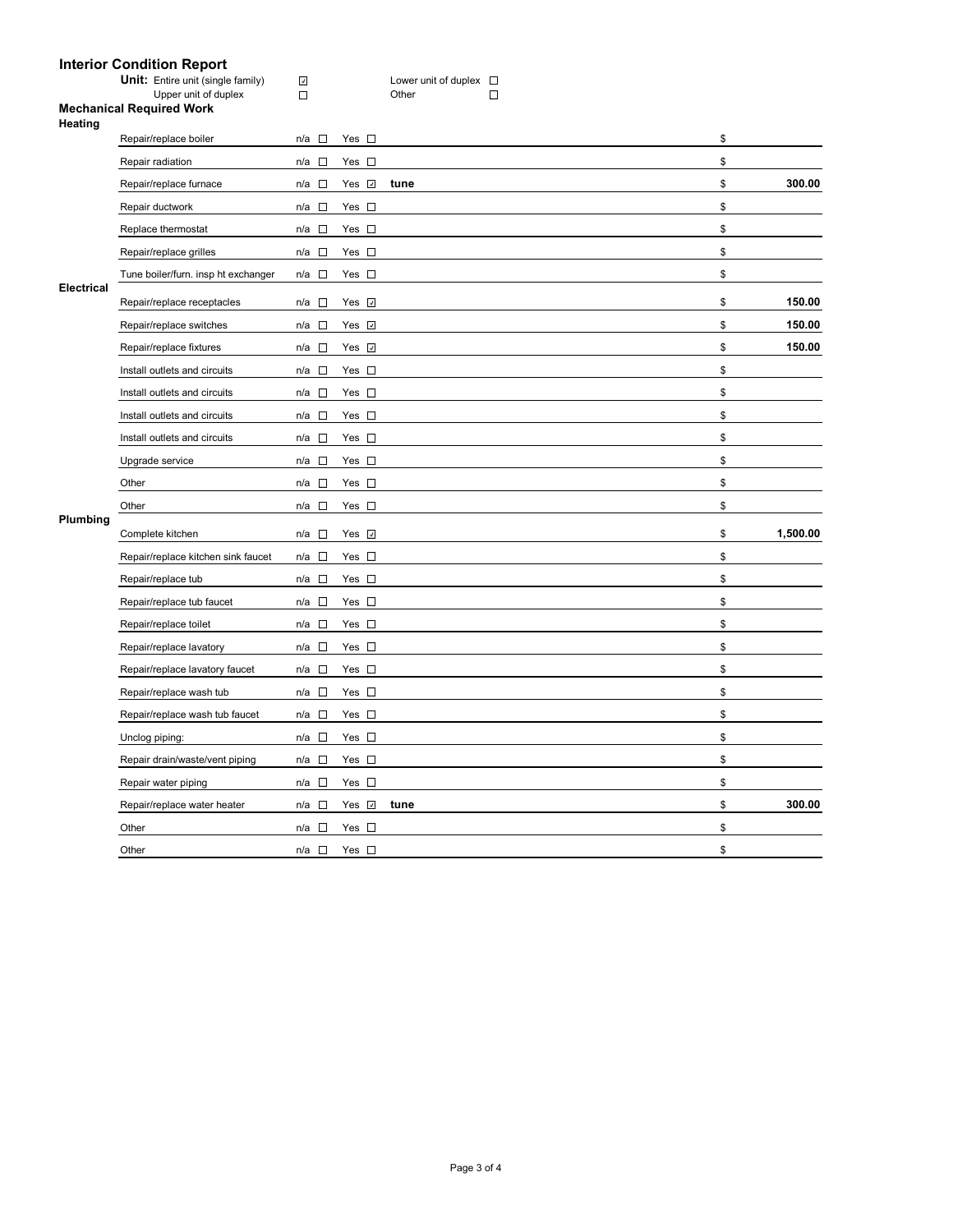## Interior Condition Report

**Unit:** Entire unit (single family) ☑  Lower unit of duplex ☐
Upper unit of duplex ☐  Other ☐

### Mechanical Required Work

**Heating**

| Item | n/a | Yes | Notes | Cost |
|---|---|---|---|---|
| Repair/replace boiler | ☐ | ☐ | | $ |
| Repair radiation | ☐ | ☐ | | $ |
| Repair/replace furnace | ☐ | ☑ | **tune** | $ **300.00** |
| Repair ductwork | ☐ | ☐ | | $ |
| Replace thermostat | ☐ | ☐ | | $ |
| Repair/replace grilles | ☐ | ☐ | | $ |
| Tune boiler/furn. insp ht exchanger | ☐ | ☐ | | $ |

**Electrical**

| Item | n/a | Yes | Notes | Cost |
|---|---|---|---|---|
| Repair/replace receptacles | ☐ | ☑ | | $ **150.00** |
| Repair/replace switches | ☐ | ☑ | | $ **150.00** |
| Repair/replace fixtures | ☐ | ☑ | | $ **150.00** |
| Install outlets and circuits | ☐ | ☐ | | $ |
| Install outlets and circuits | ☐ | ☐ | | $ |
| Install outlets and circuits | ☐ | ☐ | | $ |
| Install outlets and circuits | ☐ | ☐ | | $ |
| Upgrade service | ☐ | ☐ | | $ |
| Other | ☐ | ☐ | | $ |
| Other | ☐ | ☐ | | $ |

**Plumbing**

| Item | n/a | Yes | Notes | Cost |
|---|---|---|---|---|
| Complete kitchen | ☐ | ☑ | | $ **1,500.00** |
| Repair/replace kitchen sink faucet | ☐ | ☐ | | $ |
| Repair/replace tub | ☐ | ☐ | | $ |
| Repair/replace tub faucet | ☐ | ☐ | | $ |
| Repair/replace toilet | ☐ | ☐ | | $ |
| Repair/replace lavatory | ☐ | ☐ | | $ |
| Repair/replace lavatory faucet | ☐ | ☐ | | $ |
| Repair/replace wash tub | ☐ | ☐ | | $ |
| Repair/replace wash tub faucet | ☐ | ☐ | | $ |
| Unclog piping: | ☐ | ☐ | | $ |
| Repair drain/waste/vent piping | ☐ | ☐ | | $ |
| Repair water piping | ☐ | ☐ | | $ |
| Repair/replace water heater | ☐ | ☑ | **tune** | $ **300.00** |
| Other | ☐ | ☐ | | $ |
| Other | ☐ | ☐ | | $ |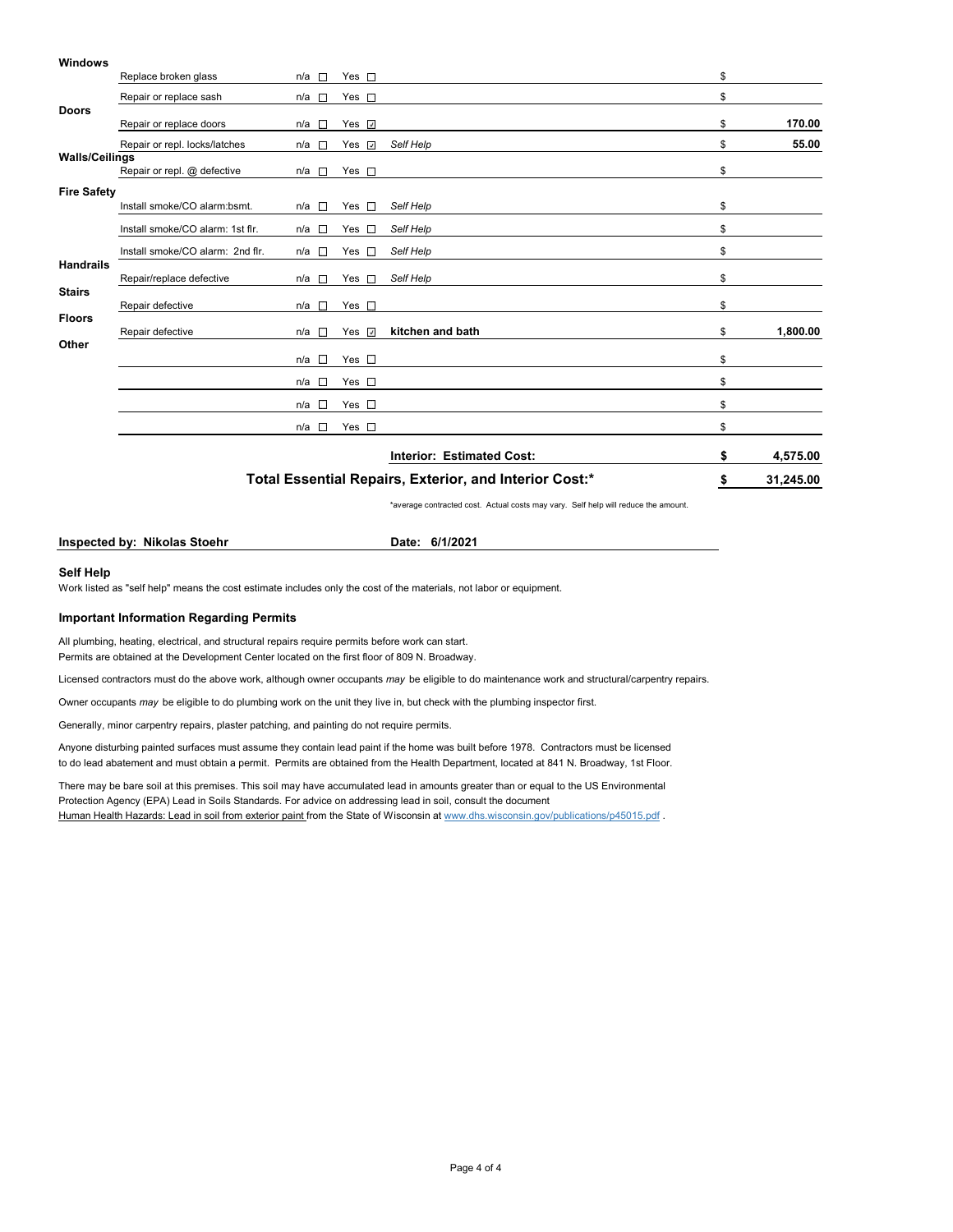| | | | | | |
|---|---|---|---|---|---|
| **Windows** | | | | | |
| | Replace broken glass | n/a ☐ | Yes ☐ | | $ |
| | Repair or replace sash | n/a ☐ | Yes ☐ | | $ |
| **Doors** | | | | | |
| | Repair or replace doors | n/a ☐ | Yes ☑ | | $ **170.00** |
| | Repair or repl. locks/latches | n/a ☐ | Yes ☑ | *Self Help* | $ **55.00** |
| **Walls/Ceilings** | | | | | |
| | Repair or repl. @ defective | n/a ☐ | Yes ☐ | | $ |
| **Fire Safety** | | | | | |
| | Install smoke/CO alarm:bsmt. | n/a ☐ | Yes ☐ | *Self Help* | $ |
| | Install smoke/CO alarm: 1st flr. | n/a ☐ | Yes ☐ | *Self Help* | $ |
| | Install smoke/CO alarm: 2nd flr. | n/a ☐ | Yes ☐ | *Self Help* | $ |
| **Handrails** | | | | | |
| | Repair/replace defective | n/a ☐ | Yes ☐ | *Self Help* | $ |
| **Stairs** | | | | | |
| | Repair defective | n/a ☐ | Yes ☐ | | $ |
| **Floors** | | | | | |
| | Repair defective | n/a ☐ | Yes ☑ | **kitchen and bath** | $ **1,800.00** |
| **Other** | | | | | |
| | | n/a ☐ | Yes ☐ | | $ |
| | | n/a ☐ | Yes ☐ | | $ |
| | | n/a ☐ | Yes ☐ | | $ |
| | | n/a ☐ | Yes ☐ | | $ |
| | | | | **Interior: Estimated Cost:** | **$ 4,575.00** |
| | | | | **Total Essential Repairs, Exterior, and Interior Cost:*** | **$ 31,245.00** |

*average contracted cost. Actual costs may vary. Self help will reduce the amount.

**Inspected by: Nikolas Stoehr** **Date: 6/1/2021**

### Self Help

Work listed as "self help" means the cost estimate includes only the cost of the materials, not labor or equipment.

### Important Information Regarding Permits

All plumbing, heating, electrical, and structural repairs require permits before work can start.
Permits are obtained at the Development Center located on the first floor of 809 N. Broadway.

Licensed contractors must do the above work, although owner occupants *may* be eligible to do maintenance work and structural/carpentry repairs.

Owner occupants *may* be eligible to do plumbing work on the unit they live in, but check with the plumbing inspector first.

Generally, minor carpentry repairs, plaster patching, and painting do not require permits.

Anyone disturbing painted surfaces must assume they contain lead paint if the home was built before 1978. Contractors must be licensed to do lead abatement and must obtain a permit. Permits are obtained from the Health Department, located at 841 N. Broadway, 1st Floor.

There may be bare soil at this premises. This soil may have accumulated lead in amounts greater than or equal to the US Environmental Protection Agency (EPA) Lead in Soils Standards. For advice on addressing lead in soil, consult the document Human Health Hazards: Lead in soil from exterior paint from the State of Wisconsin at www.dhs.wisconsin.gov/publications/p45015.pdf .